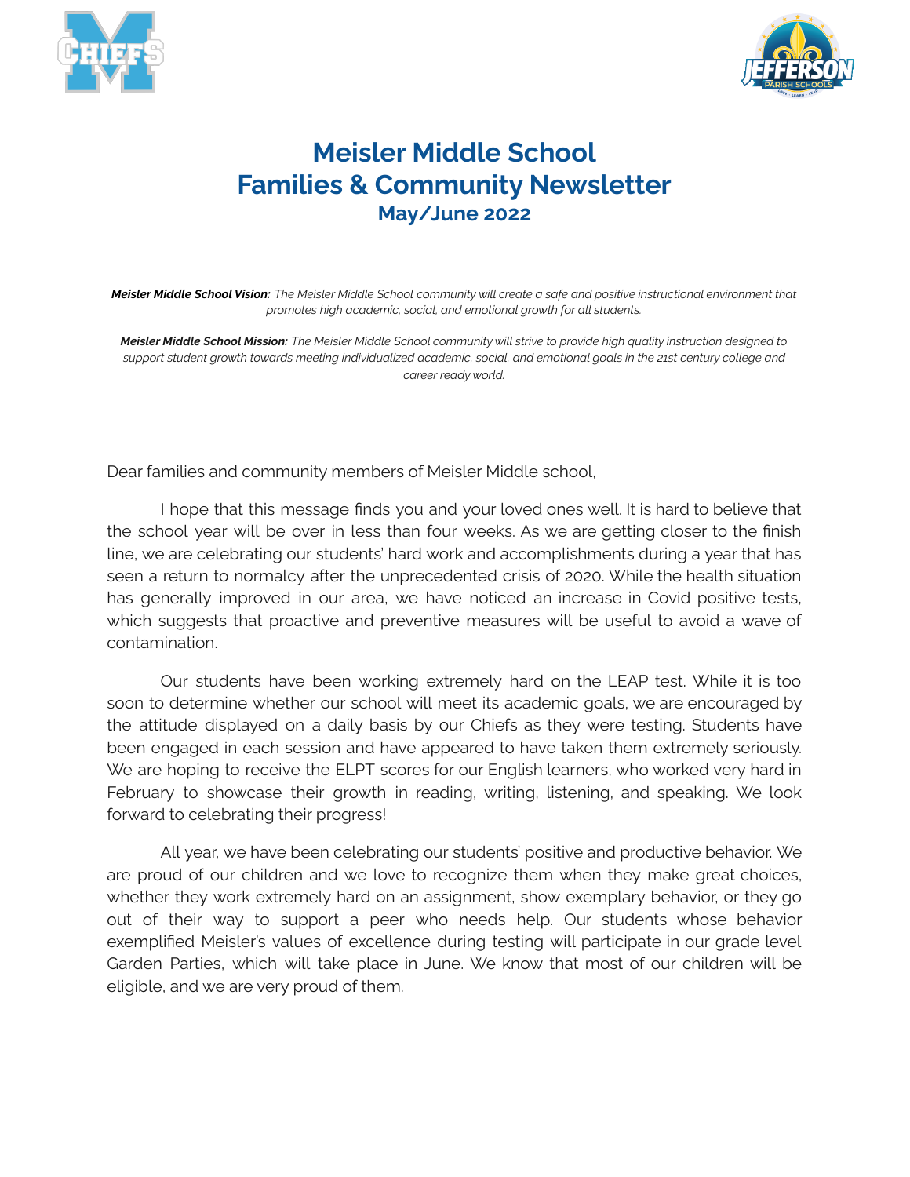# Meisler Middle School
# Families & Community Newsletter
### May/June 2022

***Meisler Middle School Vision:*** *The Meisler Middle School community will create a safe and positive instructional environment that promotes high academic, social, and emotional growth for all students.*

***Meisler Middle School Mission:*** *The Meisler Middle School community will strive to provide high quality instruction designed to support student growth towards meeting individualized academic, social, and emotional goals in the 21st century college and career ready world.*

Dear families and community members of Meisler Middle school,

I hope that this message finds you and your loved ones well. It is hard to believe that the school year will be over in less than four weeks. As we are getting closer to the finish line, we are celebrating our students' hard work and accomplishments during a year that has seen a return to normalcy after the unprecedented crisis of 2020. While the health situation has generally improved in our area, we have noticed an increase in Covid positive tests, which suggests that proactive and preventive measures will be useful to avoid a wave of contamination.

Our students have been working extremely hard on the LEAP test. While it is too soon to determine whether our school will meet its academic goals, we are encouraged by the attitude displayed on a daily basis by our Chiefs as they were testing. Students have been engaged in each session and have appeared to have taken them extremely seriously. We are hoping to receive the ELPT scores for our English learners, who worked very hard in February to showcase their growth in reading, writing, listening, and speaking. We look forward to celebrating their progress!

All year, we have been celebrating our students' positive and productive behavior. We are proud of our children and we love to recognize them when they make great choices, whether they work extremely hard on an assignment, show exemplary behavior, or they go out of their way to support a peer who needs help. Our students whose behavior exemplified Meisler's values of excellence during testing will participate in our grade level Garden Parties, which will take place in June. We know that most of our children will be eligible, and we are very proud of them.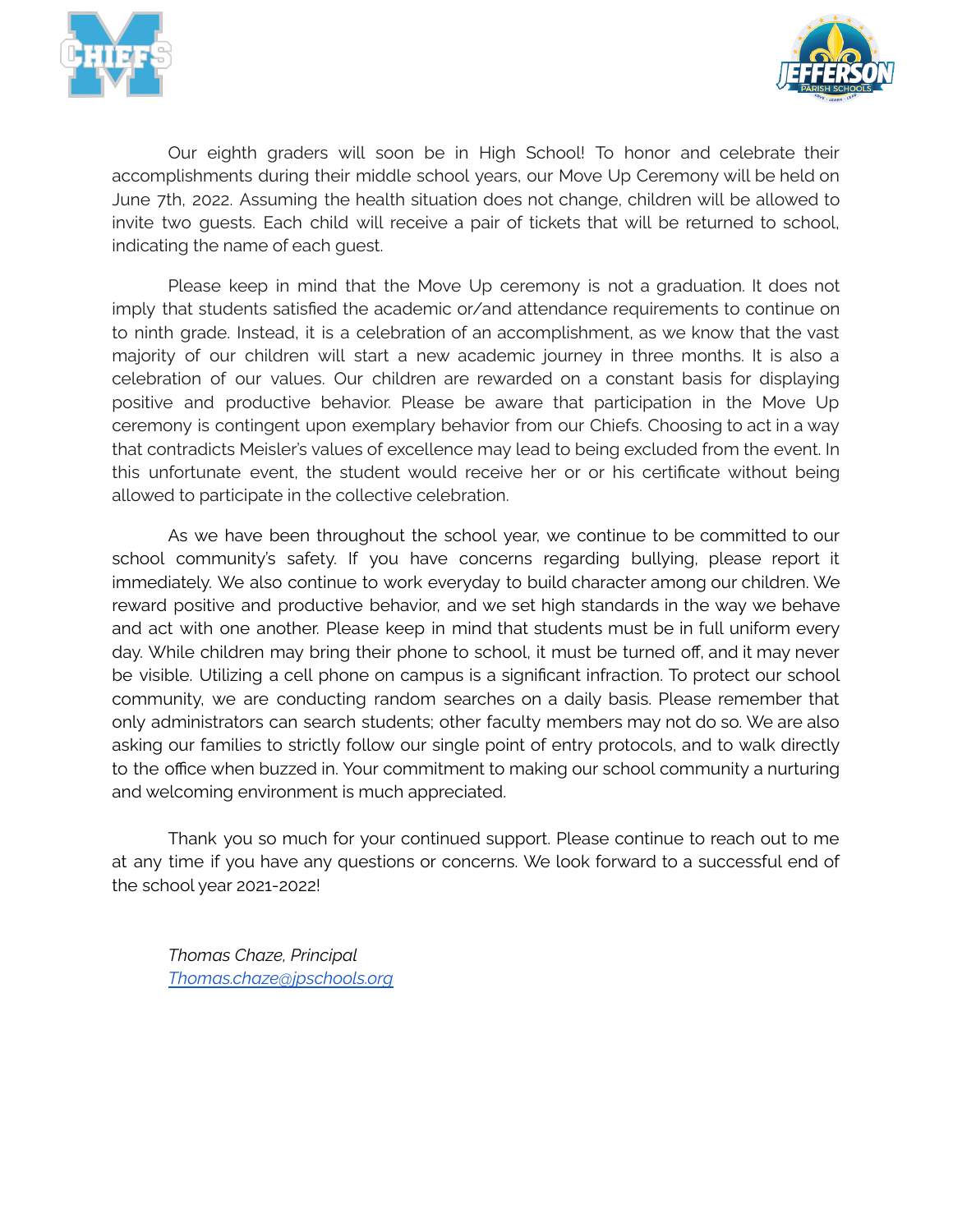Our eighth graders will soon be in High School! To honor and celebrate their accomplishments during their middle school years, our Move Up Ceremony will be held on June 7th, 2022. Assuming the health situation does not change, children will be allowed to invite two guests. Each child will receive a pair of tickets that will be returned to school, indicating the name of each guest.

Please keep in mind that the Move Up ceremony is not a graduation. It does not imply that students satisfied the academic or/and attendance requirements to continue on to ninth grade. Instead, it is a celebration of an accomplishment, as we know that the vast majority of our children will start a new academic journey in three months. It is also a celebration of our values. Our children are rewarded on a constant basis for displaying positive and productive behavior. Please be aware that participation in the Move Up ceremony is contingent upon exemplary behavior from our Chiefs. Choosing to act in a way that contradicts Meisler's values of excellence may lead to being excluded from the event. In this unfortunate event, the student would receive her or or his certificate without being allowed to participate in the collective celebration.

As we have been throughout the school year, we continue to be committed to our school community's safety. If you have concerns regarding bullying, please report it immediately. We also continue to work everyday to build character among our children. We reward positive and productive behavior, and we set high standards in the way we behave and act with one another. Please keep in mind that students must be in full uniform every day. While children may bring their phone to school, it must be turned off, and it may never be visible. Utilizing a cell phone on campus is a significant infraction. To protect our school community, we are conducting random searches on a daily basis. Please remember that only administrators can search students; other faculty members may not do so. We are also asking our families to strictly follow our single point of entry protocols, and to walk directly to the office when buzzed in. Your commitment to making our school community a nurturing and welcoming environment is much appreciated.

Thank you so much for your continued support. Please continue to reach out to me at any time if you have any questions or concerns. We look forward to a successful end of the school year 2021-2022!

*Thomas Chaze, Principal*
*Thomas.chaze@jpschools.org*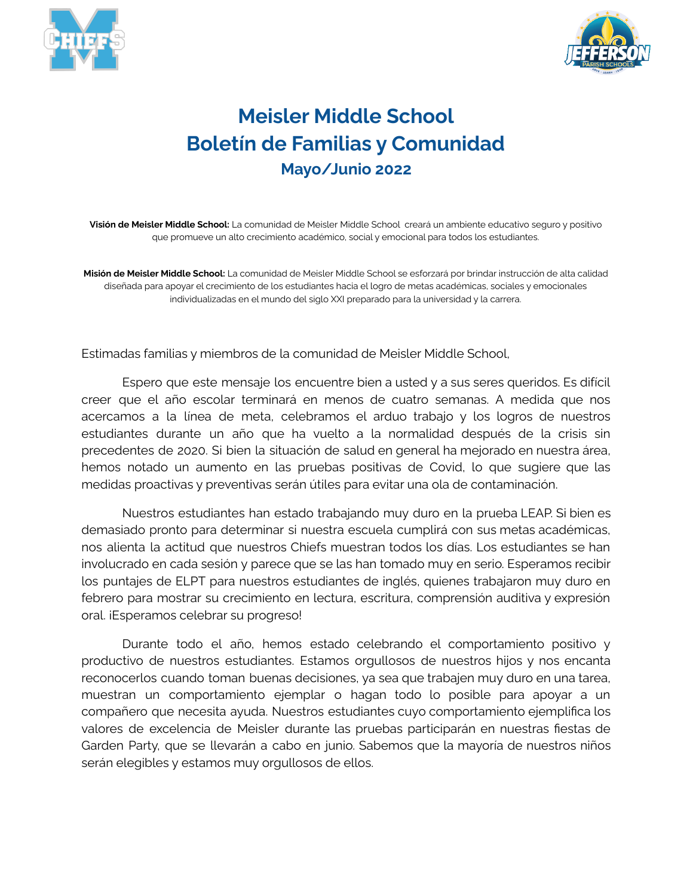# Meisler Middle School
# Boletín de Familias y Comunidad
## Mayo/Junio 2022

**Visión de Meisler Middle School:** La comunidad de Meisler Middle School creará un ambiente educativo seguro y positivo que promueve un alto crecimiento académico, social y emocional para todos los estudiantes.

**Misión de Meisler Middle School:** La comunidad de Meisler Middle School se esforzará por brindar instrucción de alta calidad diseñada para apoyar el crecimiento de los estudiantes hacia el logro de metas académicas, sociales y emocionales individualizadas en el mundo del siglo XXI preparado para la universidad y la carrera.

Estimadas familias y miembros de la comunidad de Meisler Middle School,

Espero que este mensaje los encuentre bien a usted y a sus seres queridos. Es difícil creer que el año escolar terminará en menos de cuatro semanas. A medida que nos acercamos a la línea de meta, celebramos el arduo trabajo y los logros de nuestros estudiantes durante un año que ha vuelto a la normalidad después de la crisis sin precedentes de 2020. Si bien la situación de salud en general ha mejorado en nuestra área, hemos notado un aumento en las pruebas positivas de Covid, lo que sugiere que las medidas proactivas y preventivas serán útiles para evitar una ola de contaminación.

Nuestros estudiantes han estado trabajando muy duro en la prueba LEAP. Si bien es demasiado pronto para determinar si nuestra escuela cumplirá con sus metas académicas, nos alienta la actitud que nuestros Chiefs muestran todos los días. Los estudiantes se han involucrado en cada sesión y parece que se las han tomado muy en serio. Esperamos recibir los puntajes de ELPT para nuestros estudiantes de inglés, quienes trabajaron muy duro en febrero para mostrar su crecimiento en lectura, escritura, comprensión auditiva y expresión oral. ¡Esperamos celebrar su progreso!

Durante todo el año, hemos estado celebrando el comportamiento positivo y productivo de nuestros estudiantes. Estamos orgullosos de nuestros hijos y nos encanta reconocerlos cuando toman buenas decisiones, ya sea que trabajen muy duro en una tarea, muestran un comportamiento ejemplar o hagan todo lo posible para apoyar a un compañero que necesita ayuda. Nuestros estudiantes cuyo comportamiento ejemplifica los valores de excelencia de Meisler durante las pruebas participarán en nuestras fiestas de Garden Party, que se llevarán a cabo en junio. Sabemos que la mayoría de nuestros niños serán elegibles y estamos muy orgullosos de ellos.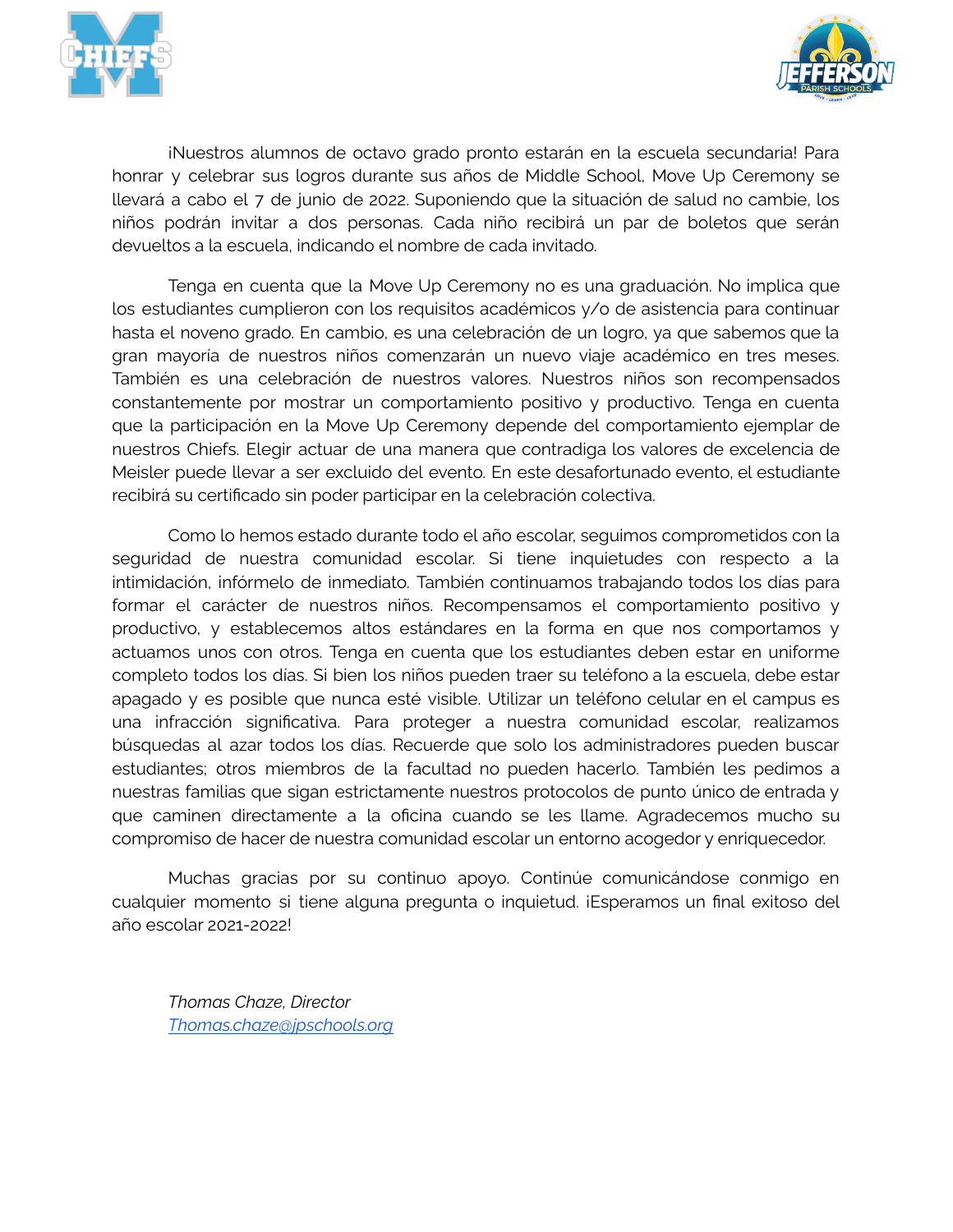¡Nuestros alumnos de octavo grado pronto estarán en la escuela secundaria! Para honrar y celebrar sus logros durante sus años de Middle School, Move Up Ceremony se llevará a cabo el 7 de junio de 2022. Suponiendo que la situación de salud no cambie, los niños podrán invitar a dos personas. Cada niño recibirá un par de boletos que serán devueltos a la escuela, indicando el nombre de cada invitado.

Tenga en cuenta que la Move Up Ceremony no es una graduación. No implica que los estudiantes cumplieron con los requisitos académicos y/o de asistencia para continuar hasta el noveno grado. En cambio, es una celebración de un logro, ya que sabemos que la gran mayoría de nuestros niños comenzarán un nuevo viaje académico en tres meses. También es una celebración de nuestros valores. Nuestros niños son recompensados constantemente por mostrar un comportamiento positivo y productivo. Tenga en cuenta que la participación en la Move Up Ceremony depende del comportamiento ejemplar de nuestros Chiefs. Elegir actuar de una manera que contradiga los valores de excelencia de Meisler puede llevar a ser excluido del evento. En este desafortunado evento, el estudiante recibirá su certificado sin poder participar en la celebración colectiva.

Como lo hemos estado durante todo el año escolar, seguimos comprometidos con la seguridad de nuestra comunidad escolar. Si tiene inquietudes con respecto a la intimidación, infórmelo de inmediato. También continuamos trabajando todos los días para formar el carácter de nuestros niños. Recompensamos el comportamiento positivo y productivo, y establecemos altos estándares en la forma en que nos comportamos y actuamos unos con otros. Tenga en cuenta que los estudiantes deben estar en uniforme completo todos los días. Si bien los niños pueden traer su teléfono a la escuela, debe estar apagado y es posible que nunca esté visible. Utilizar un teléfono celular en el campus es una infracción significativa. Para proteger a nuestra comunidad escolar, realizamos búsquedas al azar todos los días. Recuerde que solo los administradores pueden buscar estudiantes; otros miembros de la facultad no pueden hacerlo. También les pedimos a nuestras familias que sigan estrictamente nuestros protocolos de punto único de entrada y que caminen directamente a la oficina cuando se les llame. Agradecemos mucho su compromiso de hacer de nuestra comunidad escolar un entorno acogedor y enriquecedor.

Muchas gracias por su continuo apoyo. Continúe comunicándose conmigo en cualquier momento si tiene alguna pregunta o inquietud. ¡Esperamos un final exitoso del año escolar 2021-2022!

*Thomas Chaze, Director*
*Thomas.chaze@jpschools.org*